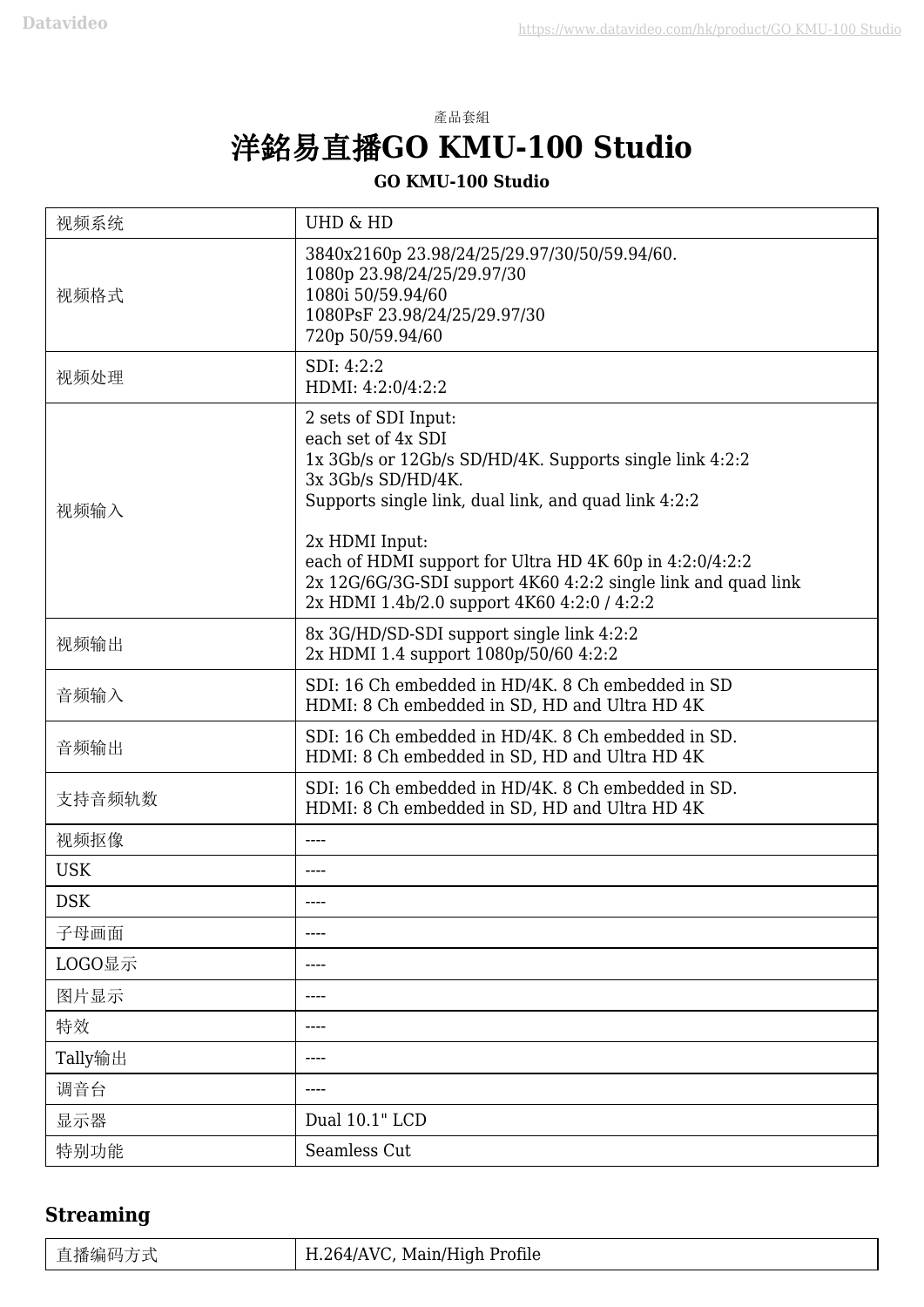產品套組

# 洋銘易直播GO KMU-100 Studio

**GO KMU-100 Studio**

| 视频系统 | UHD & HD |
|---|---|
| 视频格式 | 3840x2160p 23.98/24/25/29.97/30/50/59.94/60.<br>1080p 23.98/24/25/29.97/30<br>1080i 50/59.94/60<br>1080PsF 23.98/24/25/29.97/30<br>720p 50/59.94/60 |
| 视频处理 | SDI: 4:2:2<br>HDMI: 4:2:0/4:2:2 |
| 视频输入 | 2 sets of SDI Input:<br>each set of 4x SDI<br>1x 3Gb/s or 12Gb/s SD/HD/4K. Supports single link 4:2:2<br>3x 3Gb/s SD/HD/4K.<br>Supports single link, dual link, and quad link 4:2:2<br><br>2x HDMI Input:<br>each of HDMI support for Ultra HD 4K 60p in 4:2:0/4:2:2<br>2x 12G/6G/3G-SDI support 4K60 4:2:2 single link and quad link<br>2x HDMI 1.4b/2.0 support 4K60 4:2:0 / 4:2:2 |
| 视频输出 | 8x 3G/HD/SD-SDI support single link 4:2:2<br>2x HDMI 1.4 support 1080p/50/60 4:2:2 |
| 音频输入 | SDI: 16 Ch embedded in HD/4K. 8 Ch embedded in SD<br>HDMI: 8 Ch embedded in SD, HD and Ultra HD 4K |
| 音频输出 | SDI: 16 Ch embedded in HD/4K. 8 Ch embedded in SD.<br>HDMI: 8 Ch embedded in SD, HD and Ultra HD 4K |
| 支持音频轨数 | SDI: 16 Ch embedded in HD/4K. 8 Ch embedded in SD.<br>HDMI: 8 Ch embedded in SD, HD and Ultra HD 4K |
| 视频抠像 | ---- |
| USK | ---- |
| DSK | ---- |
| 子母画面 | ---- |
| LOGO显示 | ---- |
| 图片显示 | ---- |
| 特效 | ---- |
| Tally输出 | ---- |
| 调音台 | ---- |
| 显示器 | Dual 10.1" LCD |
| 特别功能 | Seamless Cut |

## Streaming

| 直播编码方式 | H.264/AVC, Main/High Profile |
|---|---|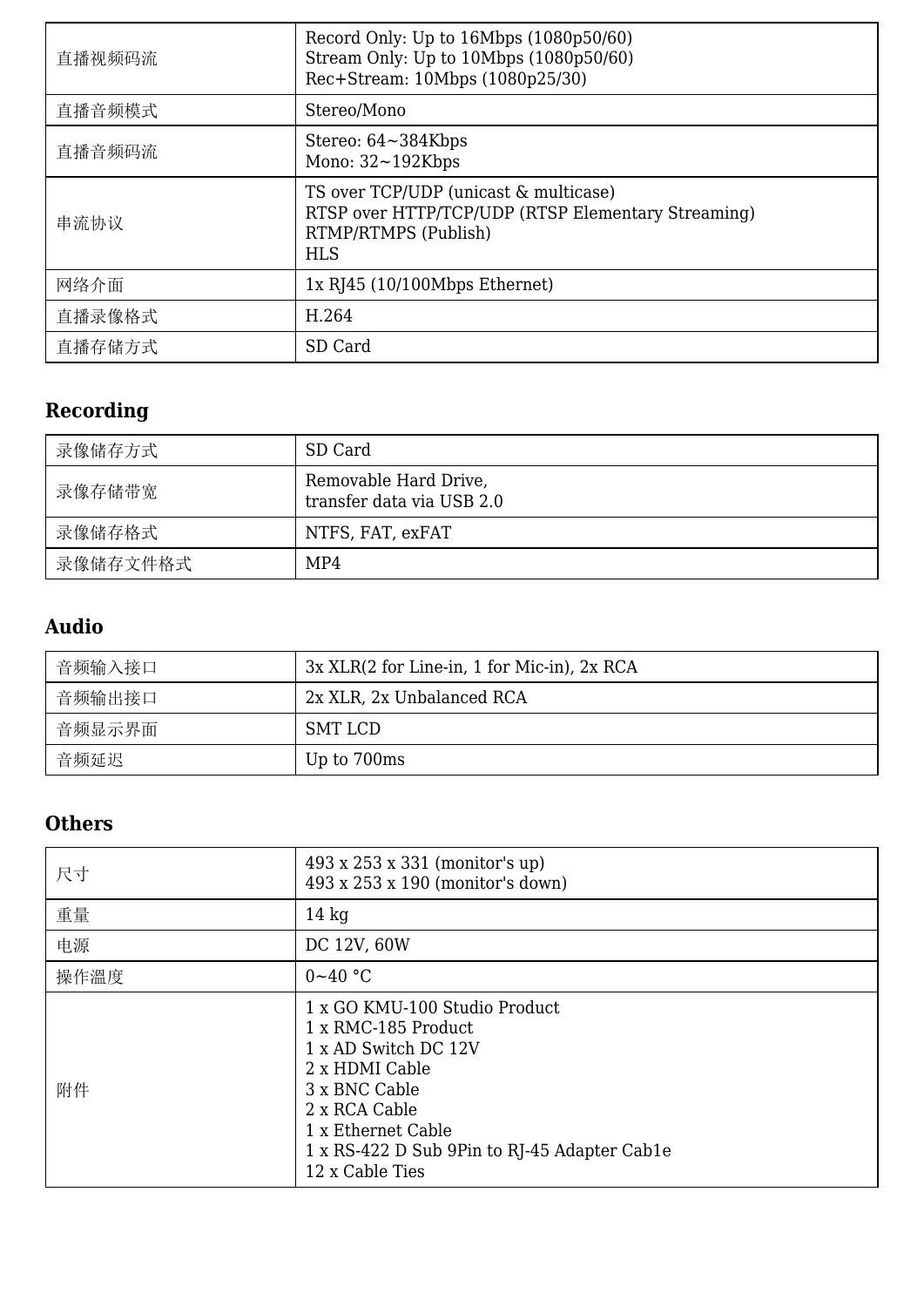| | |
|---|---|
| 直播视频码流 | Record Only: Up to 16Mbps (1080p50/60)<br>Stream Only: Up to 10Mbps (1080p50/60)<br>Rec+Stream: 10Mbps (1080p25/30) |
| 直播音频模式 | Stereo/Mono |
| 直播音频码流 | Stereo: 64~384Kbps<br>Mono: 32~192Kbps |
| 串流协议 | TS over TCP/UDP (unicast & multicase)<br>RTSP over HTTP/TCP/UDP (RTSP Elementary Streaming)<br>RTMP/RTMPS (Publish)<br>HLS |
| 网络介面 | 1x RJ45 (10/100Mbps Ethernet) |
| 直播录像格式 | H.264 |
| 直播存储方式 | SD Card |

## Recording

| | |
|---|---|
| 录像储存方式 | SD Card |
| 录像存储带宽 | Removable Hard Drive,<br>transfer data via USB 2.0 |
| 录像储存格式 | NTFS, FAT, exFAT |
| 录像储存文件格式 | MP4 |

## Audio

| | |
|---|---|
| 音频输入接口 | 3x XLR(2 for Line-in, 1 for Mic-in), 2x RCA |
| 音频输出接口 | 2x XLR, 2x Unbalanced RCA |
| 音频显示界面 | SMT LCD |
| 音频延迟 | Up to 700ms |

## Others

| | |
|---|---|
| 尺寸 | 493 x 253 x 331 (monitor's up)<br>493 x 253 x 190 (monitor's down) |
| 重量 | 14 kg |
| 电源 | DC 12V, 60W |
| 操作溫度 | 0~40 °C |
| 附件 | 1 x GO KMU-100 Studio Product<br>1 x RMC-185 Product<br>1 x AD Switch DC 12V<br>2 x HDMI Cable<br>3 x BNC Cable<br>2 x RCA Cable<br>1 x Ethernet Cable<br>1 x RS-422 D Sub 9Pin to RJ-45 Adapter Cab1e<br>12 x Cable Ties |